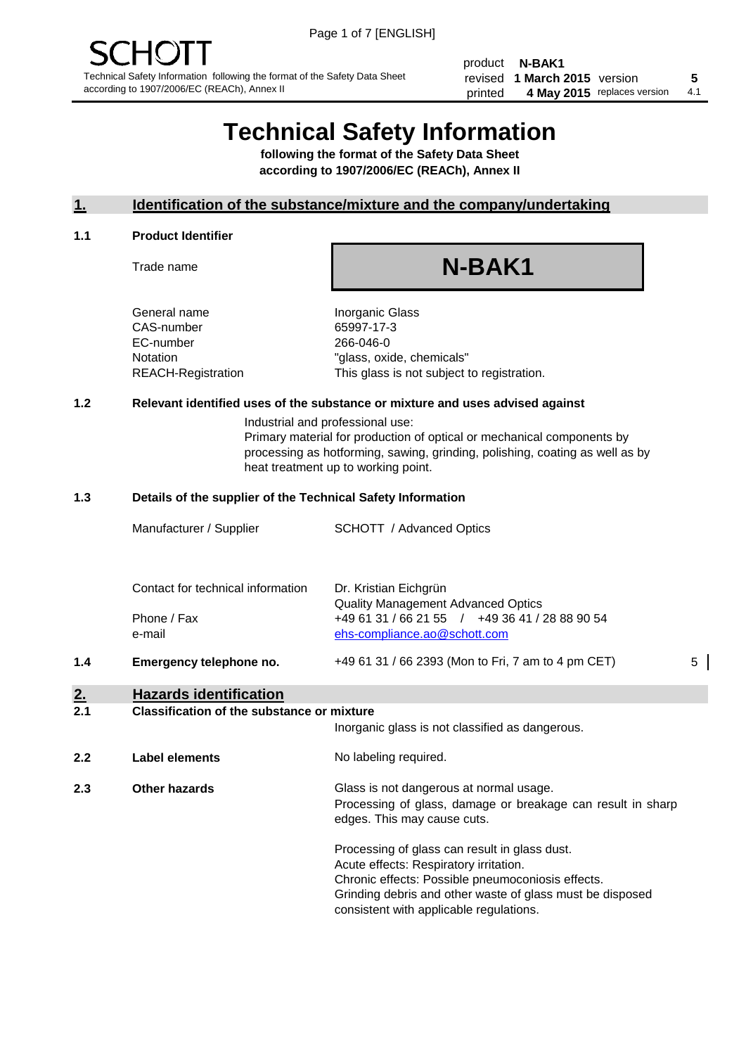SCHOTT

Technical Safety Information following the format of the Safety Data Sheet according to 1907/2006/EC (REACh), Annex II

| product | N-BAK1 | | |
|---|---|---|---|
| revised | 1 March 2015 | version | 5 |
| printed | 4 May 2015 | replaces version | 4.1 |

# Technical Safety Information

**following the format of the Safety Data Sheet according to 1907/2006/EC (REACh), Annex II**

## 1. Identification of the substance/mixture and the company/undertaking

### 1.1 Product Identifier

Trade name: **N-BAK1**

| | |
|---|---|
| General name | Inorganic Glass |
| CAS-number | 65997-17-3 |
| EC-number | 266-046-0 |
| Notation | "glass, oxide, chemicals" |
| REACH-Registration | This glass is not subject to registration. |

### 1.2 Relevant identified uses of the substance or mixture and uses advised against

Industrial and professional use:
Primary material for production of optical or mechanical components by processing as hotforming, sawing, grinding, polishing, coating as well as by heat treatment up to working point.

### 1.3 Details of the supplier of the Technical Safety Information

| | |
|---|---|
| Manufacturer / Supplier | SCHOTT / Advanced Optics |
| Contact for technical information | Dr. Kristian Eichgrün<br>Quality Management Advanced Optics |
| Phone / Fax | +49 61 31 / 66 21 55 / +49 36 41 / 28 88 90 54 |
| e-mail | ehs-compliance.ao@schott.com |

### 1.4 Emergency telephone no.

+49 61 31 / 66 2393 (Mon to Fri, 7 am to 4 pm CET) 5

## 2. Hazards identification

### 2.1 Classification of the substance or mixture

Inorganic glass is not classified as dangerous.

### 2.2 Label elements

No labeling required.

### 2.3 Other hazards

Glass is not dangerous at normal usage.
Processing of glass, damage or breakage can result in sharp edges. This may cause cuts.

Processing of glass can result in glass dust.
Acute effects: Respiratory irritation.
Chronic effects: Possible pneumoconiosis effects.
Grinding debris and other waste of glass must be disposed consistent with applicable regulations.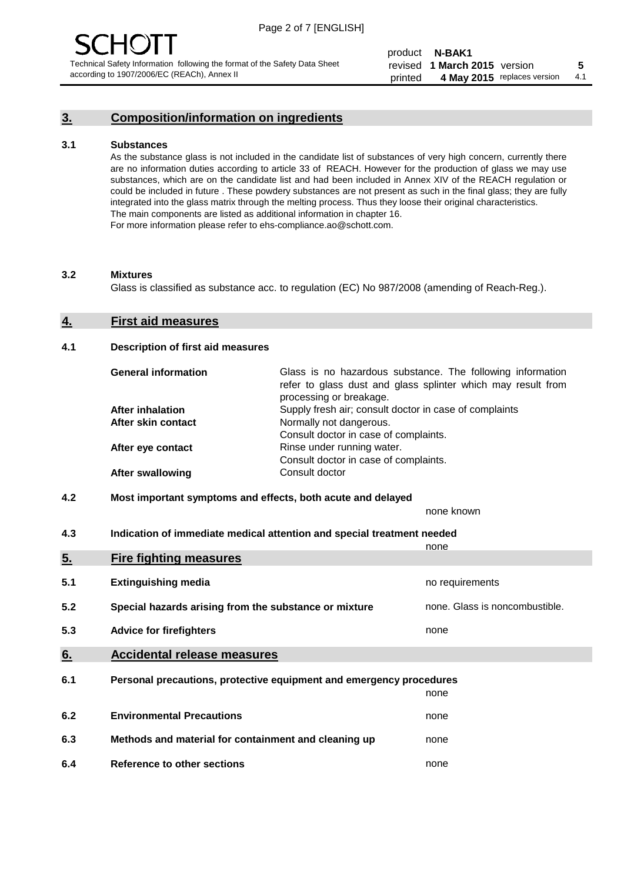## 3. Composition/information on ingredients

### 3.1 Substances

As the substance glass is not included in the candidate list of substances of very high concern, currently there are no information duties according to article 33 of REACH. However for the production of glass we may use substances, which are on the candidate list and had been included in Annex XIV of the REACH regulation or could be included in future . These powdery substances are not present as such in the final glass; they are fully integrated into the glass matrix through the melting process. Thus they loose their original characteristics. The main components are listed as additional information in chapter 16.
For more information please refer to ehs-compliance.ao@schott.com.

### 3.2 Mixtures

Glass is classified as substance acc. to regulation (EC) No 987/2008 (amending of Reach-Reg.).

## 4. First aid measures

### 4.1 Description of first aid measures

| | |
|---|---|
| **General information** | Glass is no hazardous substance. The following information refer to glass dust and glass splinter which may result from processing or breakage. |
| **After inhalation** | Supply fresh air; consult doctor in case of complaints |
| **After skin contact** | Normally not dangerous. Consult doctor in case of complaints. |
| **After eye contact** | Rinse under running water. Consult doctor in case of complaints. |
| **After swallowing** | Consult doctor |

### 4.2 Most important symptoms and effects, both acute and delayed

none known

### 4.3 Indication of immediate medical attention and special treatment needed

none

## 5. Fire fighting measures

| | | |
|---|---|---|
| 5.1 | **Extinguishing media** | no requirements |
| 5.2 | **Special hazards arising from the substance or mixture** | none. Glass is noncombustible. |
| 5.3 | **Advice for firefighters** | none |

## 6. Accidental release measures

| | | |
|---|---|---|
| 6.1 | **Personal precautions, protective equipment and emergency procedures** | none |
| 6.2 | **Environmental Precautions** | none |
| 6.3 | **Methods and material for containment and cleaning up** | none |
| 6.4 | **Reference to other sections** | none |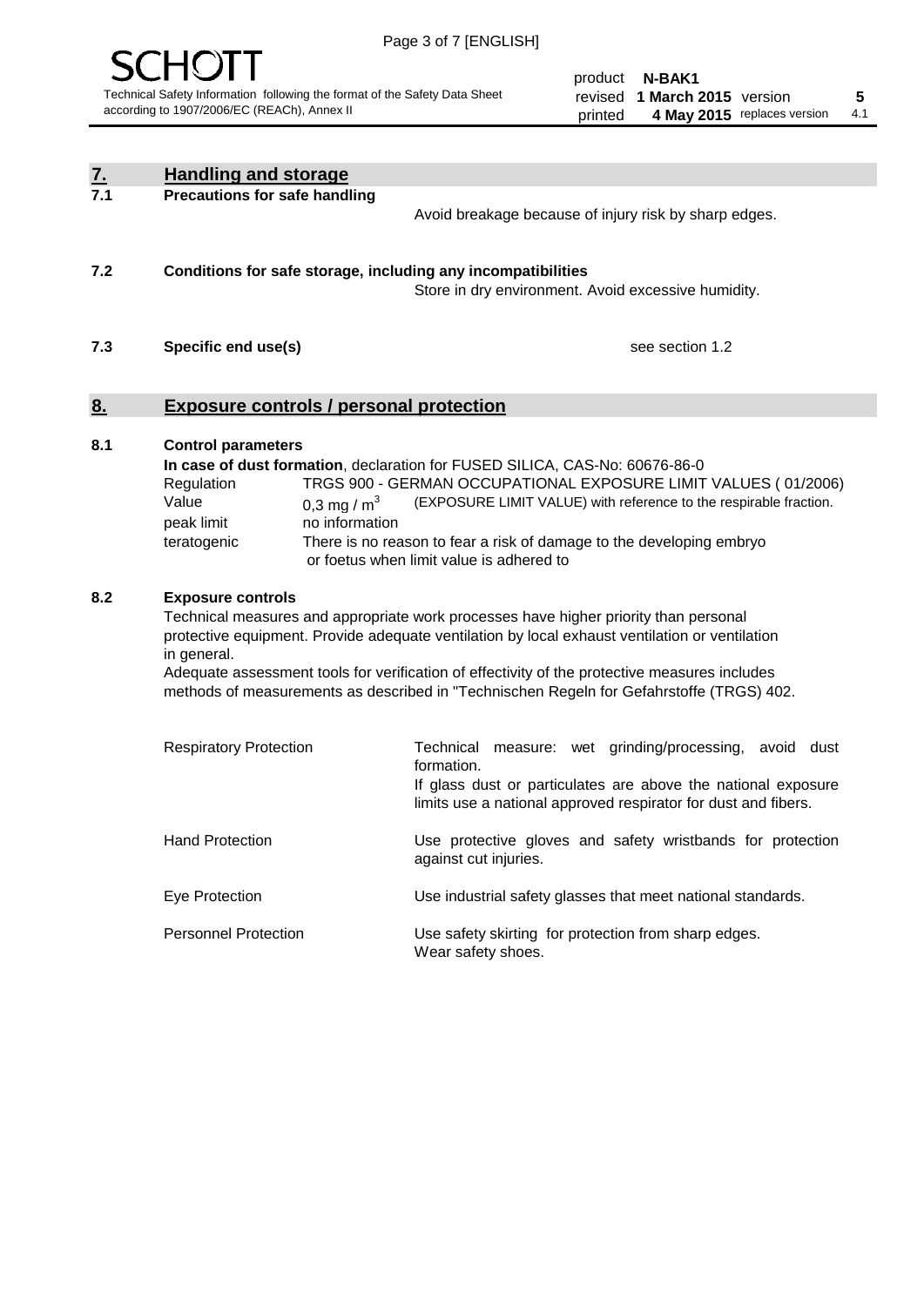## 7. Handling and storage

**7.1 Precautions for safe handling**

Avoid breakage because of injury risk by sharp edges.

**7.2 Conditions for safe storage, including any incompatibilities**

Store in dry environment. Avoid excessive humidity.

**7.3 Specific end use(s)**

see section 1.2

## 8. Exposure controls / personal protection

**8.1 Control parameters**

**In case of dust formation**, declaration for FUSED SILICA, CAS-No: 60676-86-0

| | |
|---|---|
| Regulation | TRGS 900 - GERMAN OCCUPATIONAL EXPOSURE LIMIT VALUES ( 01/2006) |
| Value | 0,3 mg / $m^3$ (EXPOSURE LIMIT VALUE) with reference to the respirable fraction. |
| peak limit | no information |
| teratogenic | There is no reason to fear a risk of damage to the developing embryo or foetus when limit value is adhered to |

**8.2 Exposure controls**

Technical measures and appropriate work processes have higher priority than personal protective equipment. Provide adequate ventilation by local exhaust ventilation or ventilation in general.
Adequate assessment tools for verification of effectivity of the protective measures includes methods of measurements as described in "Technischen Regeln for Gefahrstoffe (TRGS) 402.

| | |
|---|---|
| Respiratory Protection | Technical measure: wet grinding/processing, avoid dust formation. If glass dust or particulates are above the national exposure limits use a national approved respirator for dust and fibers. |
| Hand Protection | Use protective gloves and safety wristbands for protection against cut injuries. |
| Eye Protection | Use industrial safety glasses that meet national standards. |
| Personnel Protection | Use safety skirting for protection from sharp edges. Wear safety shoes. |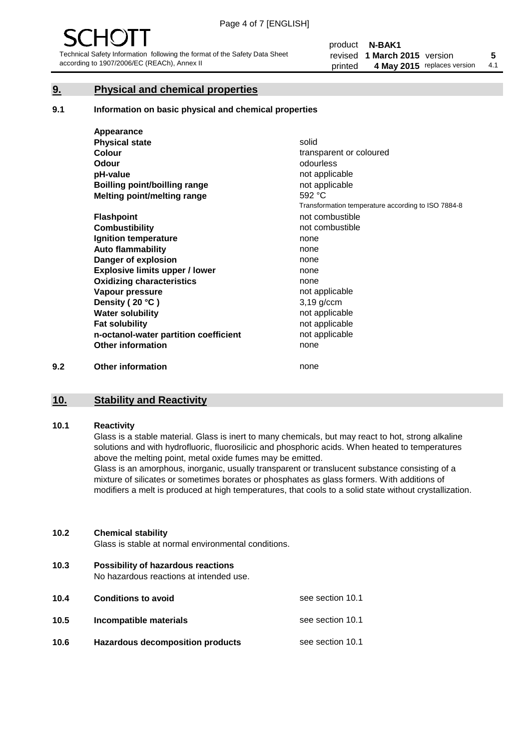SCHOTT

Technical Safety Information following the format of the Safety Data Sheet according to 1907/2006/EC (REACh), Annex II

| | | | |
|---|---|---|---|
| product | **N-BAK1** | | |
| revised | **1 March 2015** | version | **5** |
| printed | **4 May 2015** | replaces version | 4.1 |

## 9. Physical and chemical properties

### 9.1 Information on basic physical and chemical properties

| | |
|---|---|
| **Appearance** | |
| **Physical state** | solid |
| **Colour** | transparent or coloured |
| **Odour** | odourless |
| **pH-value** | not applicable |
| **Boilling point/boilling range** | not applicable |
| **Melting point/melting range** | 592 °C<br>Transformation temperature according to ISO 7884-8 |
| **Flashpoint** | not combustible |
| **Combustibility** | not combustible |
| **Ignition temperature** | none |
| **Auto flammability** | none |
| **Danger of explosion** | none |
| **Explosive limits upper / lower** | none |
| **Oxidizing characteristics** | none |
| **Vapour pressure** | not applicable |
| **Density ( 20 °C )** | 3,19 g/ccm |
| **Water solubility** | not applicable |
| **Fat solubility** | not applicable |
| **n-octanol-water partition coefficient** | not applicable |
| **Other information** | none |

### 9.2 Other information

none

## 10. Stability and Reactivity

### 10.1 Reactivity

Glass is a stable material. Glass is inert to many chemicals, but may react to hot, strong alkaline solutions and with hydrofluoric, fluorosilicic and phosphoric acids. When heated to temperatures above the melting point, metal oxide fumes may be emitted.

Glass is an amorphous, inorganic, usually transparent or translucent substance consisting of a mixture of silicates or sometimes borates or phosphates as glass formers. With additions of modifiers a melt is produced at high temperatures, that cools to a solid state without crystallization.

### 10.2 Chemical stability

Glass is stable at normal environmental conditions.

### 10.3 Possibility of hazardous reactions

No hazardous reactions at intended use.

### 10.4 Conditions to avoid

see section 10.1

### 10.5 Incompatible materials

see section 10.1

### 10.6 Hazardous decomposition products

see section 10.1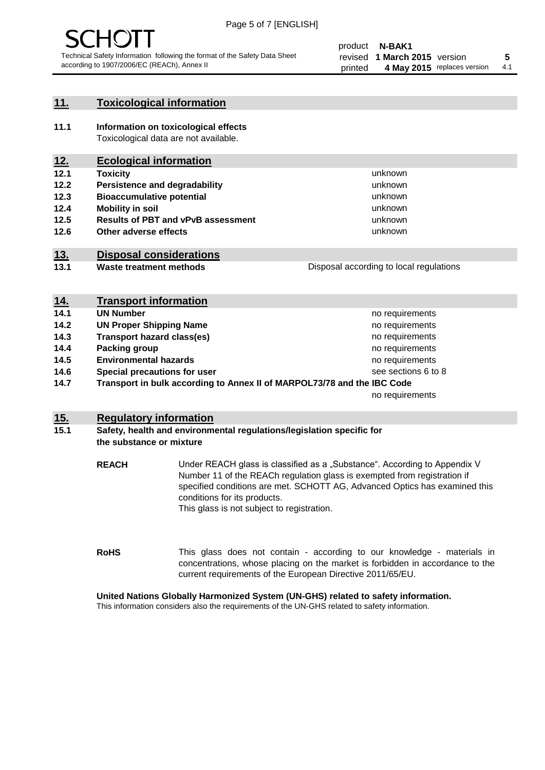## 11. Toxicological information

**11.1 Information on toxicological effects**
Toxicological data are not available.

## 12. Ecological information

| | | |
|---|---|---|
| **12.1** | **Toxicity** | unknown |
| **12.2** | **Persistence and degradability** | unknown |
| **12.3** | **Bioaccumulative potential** | unknown |
| **12.4** | **Mobility in soil** | unknown |
| **12.5** | **Results of PBT and vPvB assessment** | unknown |
| **12.6** | **Other adverse effects** | unknown |

## 13. Disposal considerations

| | | |
|---|---|---|
| **13.1** | **Waste treatment methods** | Disposal according to local regulations |

## 14. Transport information

| | | |
|---|---|---|
| **14.1** | **UN Number** | no requirements |
| **14.2** | **UN Proper Shipping Name** | no requirements |
| **14.3** | **Transport hazard class(es)** | no requirements |
| **14.4** | **Packing group** | no requirements |
| **14.5** | **Environmental hazards** | no requirements |
| **14.6** | **Special precautions for user** | see sections 6 to 8 |
| **14.7** | **Transport in bulk according to Annex II of MARPOL73/78 and the IBC Code** | no requirements |

## 15. Regulatory information

**15.1 Safety, health and environmental regulations/legislation specific for the substance or mixture**

**REACH** Under REACH glass is classified as a „Substance". According to Appendix V Number 11 of the REACh regulation glass is exempted from registration if specified conditions are met. SCHOTT AG, Advanced Optics has examined this conditions for its products.
This glass is not subject to registration.

**RoHS** This glass does not contain - according to our knowledge - materials in concentrations, whose placing on the market is forbidden in accordance to the current requirements of the European Directive 2011/65/EU.

**United Nations Globally Harmonized System (UN-GHS) related to safety information.**
This information considers also the requirements of the UN-GHS related to safety information.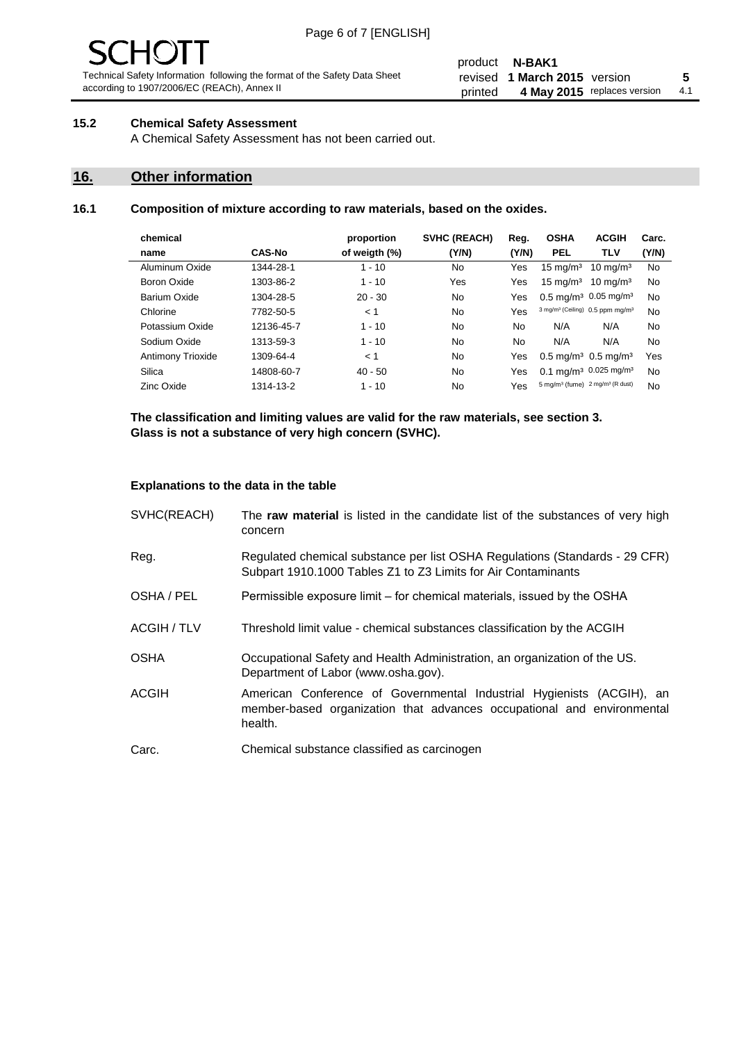### 15.2 Chemical Safety Assessment

A Chemical Safety Assessment has not been carried out.

## 16. Other information

### 16.1 Composition of mixture according to raw materials, based on the oxides.

| chemical name | CAS-No | proportion of weigth (%) | SVHC (REACH) (Y/N) | Reg. (Y/N) | OSHA PEL | ACGIH TLV | Carc. (Y/N) |
|---|---|---|---|---|---|---|---|
| Aluminum Oxide | 1344-28-1 | 1 - 10 | No | Yes | 15 mg/m³ | 10 mg/m³ | No |
| Boron Oxide | 1303-86-2 | 1 - 10 | Yes | Yes | 15 mg/m³ | 10 mg/m³ | No |
| Barium Oxide | 1304-28-5 | 20 - 30 | No | Yes | 0.5 mg/m³ | 0.05 mg/m³ | No |
| Chlorine | 7782-50-5 | < 1 | No | Yes | 3 mg/m³ (Ceiling) | 0.5 ppm mg/m³ | No |
| Potassium Oxide | 12136-45-7 | 1 - 10 | No | No | N/A | N/A | No |
| Sodium Oxide | 1313-59-3 | 1 - 10 | No | No | N/A | N/A | No |
| Antimony Trioxide | 1309-64-4 | < 1 | No | Yes | 0.5 mg/m³ | 0.5 mg/m³ | Yes |
| Silica | 14808-60-7 | 40 - 50 | No | Yes | 0.1 mg/m³ | 0.025 mg/m³ | No |
| Zinc Oxide | 1314-13-2 | 1 - 10 | No | Yes | 5 mg/m³ (fume) | 2 mg/m³ (R dust) | No |

**The classification and limiting values are valid for the raw materials, see section 3.**
**Glass is not a substance of very high concern (SVHC).**

**Explanations to the data in the table**

| | |
|---|---|
| SVHC(REACH) | The **raw material** is listed in the candidate list of the substances of very high concern |
| Reg. | Regulated chemical substance per list OSHA Regulations (Standards - 29 CFR) Subpart 1910.1000 Tables Z1 to Z3 Limits for Air Contaminants |
| OSHA / PEL | Permissible exposure limit – for chemical materials, issued by the OSHA |
| ACGIH / TLV | Threshold limit value - chemical substances classification by the ACGIH |
| OSHA | Occupational Safety and Health Administration, an organization of the US. Department of Labor (www.osha.gov). |
| ACGIH | American Conference of Governmental Industrial Hygienists (ACGIH), an member-based organization that advances occupational and environmental health. |
| Carc. | Chemical substance classified as carcinogen |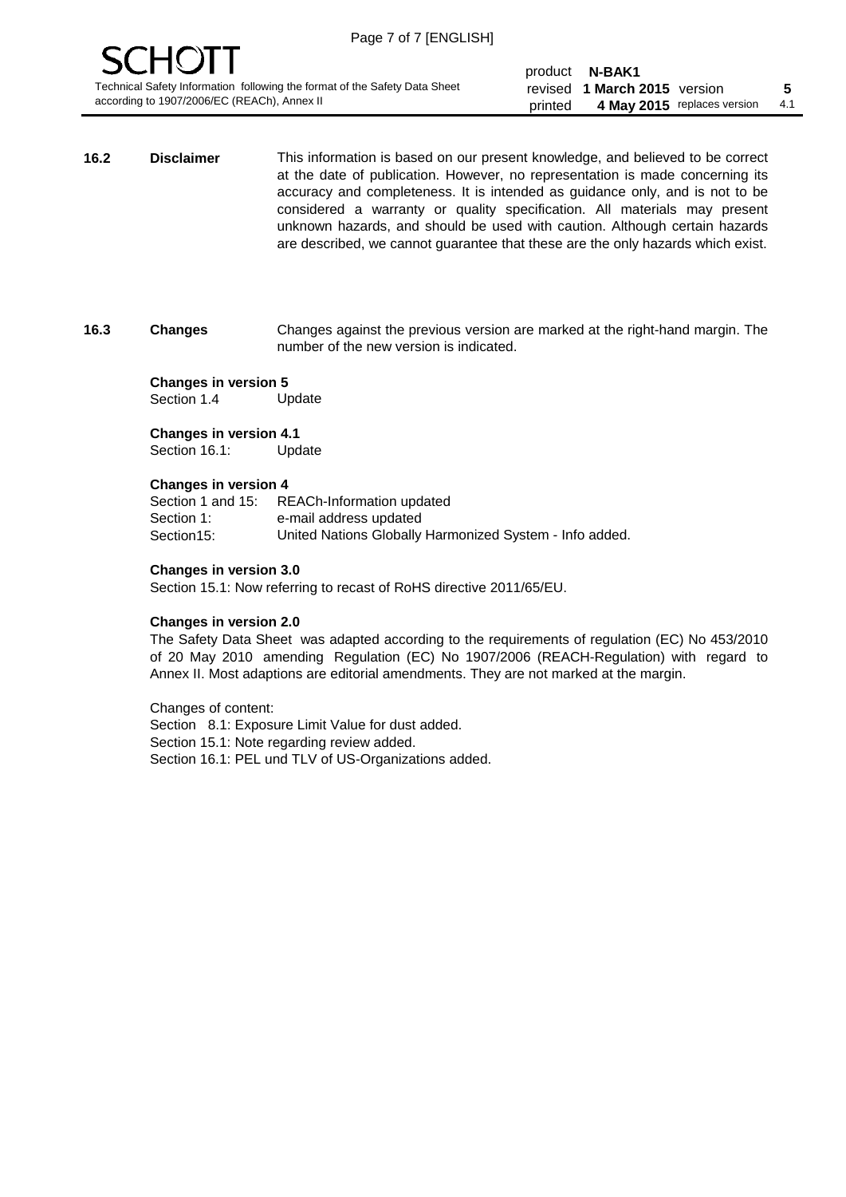**16.2 Disclaimer**

This information is based on our present knowledge, and believed to be correct at the date of publication. However, no representation is made concerning its accuracy and completeness. It is intended as guidance only, and is not to be considered a warranty or quality specification. All materials may present unknown hazards, and should be used with caution. Although certain hazards are described, we cannot guarantee that these are the only hazards which exist.

**16.3 Changes**

Changes against the previous version are marked at the right-hand margin. The number of the new version is indicated.

**Changes in version 5**

Section 1.4 Update

**Changes in version 4.1**

Section 16.1: Update

**Changes in version 4**

| | |
|---|---|
| Section 1 and 15: | REACh-Information updated |
| Section 1: | e-mail address updated |
| Section15: | United Nations Globally Harmonized System - Info added. |

**Changes in version 3.0**

Section 15.1: Now referring to recast of RoHS directive 2011/65/EU.

**Changes in version 2.0**

The Safety Data Sheet was adapted according to the requirements of regulation (EC) No 453/2010 of 20 May 2010 amending Regulation (EC) No 1907/2006 (REACH-Regulation) with regard to Annex II. Most adaptions are editorial amendments. They are not marked at the margin.

Changes of content:
Section 8.1: Exposure Limit Value for dust added.
Section 15.1: Note regarding review added.
Section 16.1: PEL und TLV of US-Organizations added.